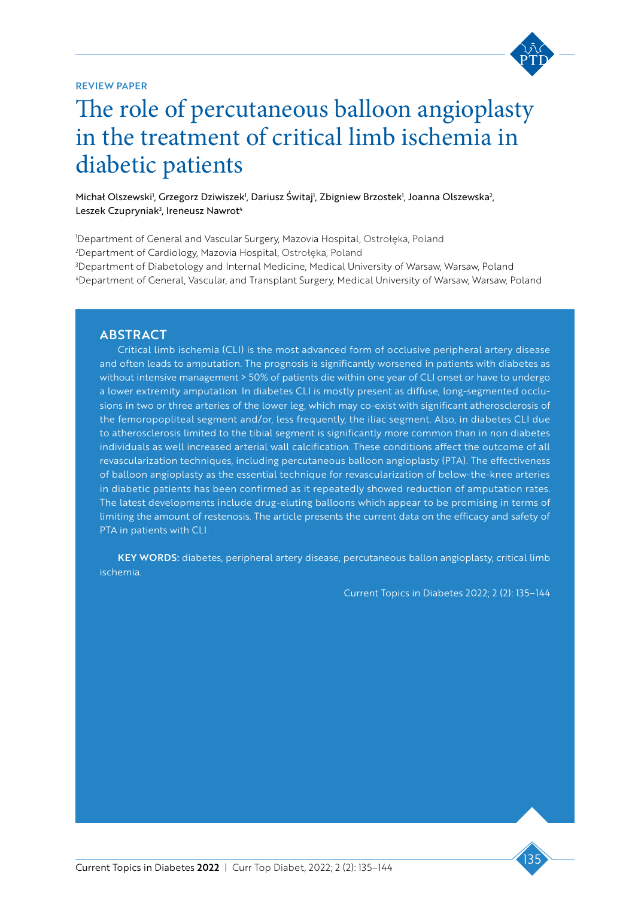REVIEW PAPER

# The role of percutaneous balloon angioplasty in the treatment of critical limb ischemia in diabetic patients

Michał Olszewski[1], Grzegorz Dziwiszek[1], Dariusz Świtaj[1], Zbigniew Brzostek[1], Joanna Olszewska[2], Leszek Czupryniak[3], Ireneusz Nawrot[4]

[1]Department of General and Vascular Surgery, Mazovia Hospital, Ostrołęka, Poland
[2]Department of Cardiology, Mazovia Hospital, Ostrołęka, Poland
[3]Department of Diabetology and Internal Medicine, Medical University of Warsaw, Warsaw, Poland
[4]Department of General, Vascular, and Transplant Surgery, Medical University of Warsaw, Warsaw, Poland

## ABSTRACT

Critical limb ischemia (CLI) is the most advanced form of occlusive peripheral artery disease and often leads to amputation. The prognosis is significantly worsened in patients with diabetes as without intensive management > 50% of patients die within one year of CLI onset or have to undergo a lower extremity amputation. In diabetes CLI is mostly present as diffuse, long-segmented occlusions in two or three arteries of the lower leg, which may co-exist with significant atherosclerosis of the femoropopliteal segment and/or, less frequently, the iliac segment. Also, in diabetes CLI due to atherosclerosis limited to the tibial segment is significantly more common than in non diabetes individuals as well increased arterial wall calcification. These conditions affect the outcome of all revascularization techniques, including percutaneous balloon angioplasty (PTA). The effectiveness of balloon angioplasty as the essential technique for revascularization of below-the-knee arteries in diabetic patients has been confirmed as it repeatedly showed reduction of amputation rates. The latest developments include drug-eluting balloons which appear to be promising in terms of limiting the amount of restenosis. The article presents the current data on the efficacy and safety of PTA in patients with CLI.

**KEY WORDS:** diabetes, peripheral artery disease, percutaneous ballon angioplasty, critical limb ischemia.

Current Topics in Diabetes 2022; 2 (2): 135–144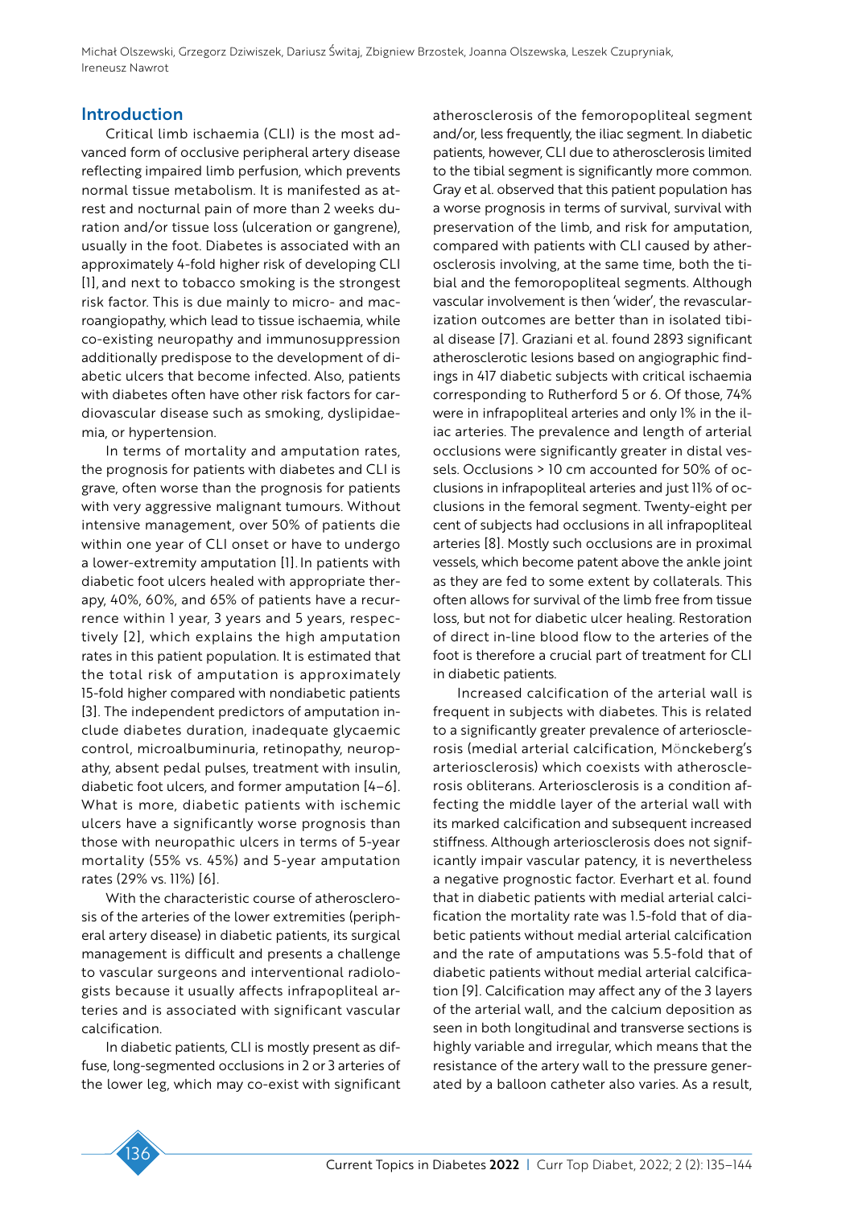## Introduction

Critical limb ischaemia (CLI) is the most advanced form of occlusive peripheral artery disease reflecting impaired limb perfusion, which prevents normal tissue metabolism. It is manifested as at-rest and nocturnal pain of more than 2 weeks duration and/or tissue loss (ulceration or gangrene), usually in the foot. Diabetes is associated with an approximately 4-fold higher risk of developing CLI [1], and next to tobacco smoking is the strongest risk factor. This is due mainly to micro- and macroangiopathy, which lead to tissue ischaemia, while co-existing neuropathy and immunosuppression additionally predispose to the development of diabetic ulcers that become infected. Also, patients with diabetes often have other risk factors for cardiovascular disease such as smoking, dyslipidaemia, or hypertension.

In terms of mortality and amputation rates, the prognosis for patients with diabetes and CLI is grave, often worse than the prognosis for patients with very aggressive malignant tumours. Without intensive management, over 50% of patients die within one year of CLI onset or have to undergo a lower-extremity amputation [1]. In patients with diabetic foot ulcers healed with appropriate therapy, 40%, 60%, and 65% of patients have a recurrence within 1 year, 3 years and 5 years, respectively [2], which explains the high amputation rates in this patient population. It is estimated that the total risk of amputation is approximately 15-fold higher compared with nondiabetic patients [3]. The independent predictors of amputation include diabetes duration, inadequate glycaemic control, microalbuminuria, retinopathy, neuropathy, absent pedal pulses, treatment with insulin, diabetic foot ulcers, and former amputation [4–6]. What is more, diabetic patients with ischemic ulcers have a significantly worse prognosis than those with neuropathic ulcers in terms of 5-year mortality (55% vs. 45%) and 5-year amputation rates (29% vs. 11%) [6].

With the characteristic course of atherosclerosis of the arteries of the lower extremities (peripheral artery disease) in diabetic patients, its surgical management is difficult and presents a challenge to vascular surgeons and interventional radiologists because it usually affects infrapopliteal arteries and is associated with significant vascular calcification.

In diabetic patients, CLI is mostly present as diffuse, long-segmented occlusions in 2 or 3 arteries of the lower leg, which may co-exist with significant atherosclerosis of the femoropopliteal segment and/or, less frequently, the iliac segment. In diabetic patients, however, CLI due to atherosclerosis limited to the tibial segment is significantly more common. Gray et al. observed that this patient population has a worse prognosis in terms of survival, survival with preservation of the limb, and risk for amputation, compared with patients with CLI caused by atherosclerosis involving, at the same time, both the tibial and the femoropopliteal segments. Although vascular involvement is then 'wider', the revascularization outcomes are better than in isolated tibial disease [7]. Graziani et al. found 2893 significant atherosclerotic lesions based on angiographic findings in 417 diabetic subjects with critical ischaemia corresponding to Rutherford 5 or 6. Of those, 74% were in infrapopliteal arteries and only 1% in the iliac arteries. The prevalence and length of arterial occlusions were significantly greater in distal vessels. Occlusions > 10 cm accounted for 50% of occlusions in infrapopliteal arteries and just 11% of occlusions in the femoral segment. Twenty-eight per cent of subjects had occlusions in all infrapopliteal arteries [8]. Mostly such occlusions are in proximal vessels, which become patent above the ankle joint as they are fed to some extent by collaterals. This often allows for survival of the limb free from tissue loss, but not for diabetic ulcer healing. Restoration of direct in-line blood flow to the arteries of the foot is therefore a crucial part of treatment for CLI in diabetic patients.

Increased calcification of the arterial wall is frequent in subjects with diabetes. This is related to a significantly greater prevalence of arteriosclerosis (medial arterial calcification, Mönckeberg's arteriosclerosis) which coexists with atherosclerosis obliterans. Arteriosclerosis is a condition affecting the middle layer of the arterial wall with its marked calcification and subsequent increased stiffness. Although arteriosclerosis does not significantly impair vascular patency, it is nevertheless a negative prognostic factor. Everhart et al. found that in diabetic patients with medial arterial calcification the mortality rate was 1.5-fold that of diabetic patients without medial arterial calcification and the rate of amputations was 5.5-fold that of diabetic patients without medial arterial calcification [9]. Calcification may affect any of the 3 layers of the arterial wall, and the calcium deposition as seen in both longitudinal and transverse sections is highly variable and irregular, which means that the resistance of the artery wall to the pressure generated by a balloon catheter also varies. As a result,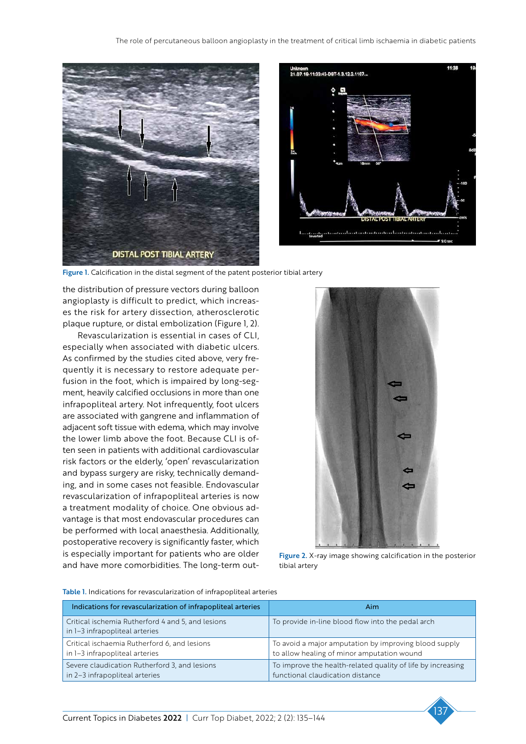Figure 1. Calcification in the distal segment of the patent posterior tibial artery

the distribution of pressure vectors during balloon angioplasty is difficult to predict, which increases the risk for artery dissection, atherosclerotic plaque rupture, or distal embolization (Figure 1, 2).

Revascularization is essential in cases of CLI, especially when associated with diabetic ulcers. As confirmed by the studies cited above, very frequently it is necessary to restore adequate perfusion in the foot, which is impaired by long-segment, heavily calcified occlusions in more than one infrapopliteal artery. Not infrequently, foot ulcers are associated with gangrene and inflammation of adjacent soft tissue with edema, which may involve the lower limb above the foot. Because CLI is often seen in patients with additional cardiovascular risk factors or the elderly, 'open' revascularization and bypass surgery are risky, technically demanding, and in some cases not feasible. Endovascular revascularization of infrapopliteal arteries is now a treatment modality of choice. One obvious advantage is that most endovascular procedures can be performed with local anaesthesia. Additionally, postoperative recovery is significantly faster, which is especially important for patients who are older and have more comorbidities. The long-term out-

Figure 2. X-ray image showing calcification in the posterior tibial artery

Table 1. Indications for revascularization of infrapopliteal arteries

| Indications for revascularization of infrapopliteal arteries | Aim |
|---|---|
| Critical ischemia Rutherford 4 and 5, and lesions in 1–3 infrapopliteal arteries | To provide in-line blood flow into the pedal arch |
| Critical ischaemia Rutherford 6, and lesions in 1–3 infrapopliteal arteries | To avoid a major amputation by improving blood supply to allow healing of minor amputation wound |
| Severe claudication Rutherford 3, and lesions in 2–3 infrapopliteal arteries | To improve the health-related quality of life by increasing functional claudication distance |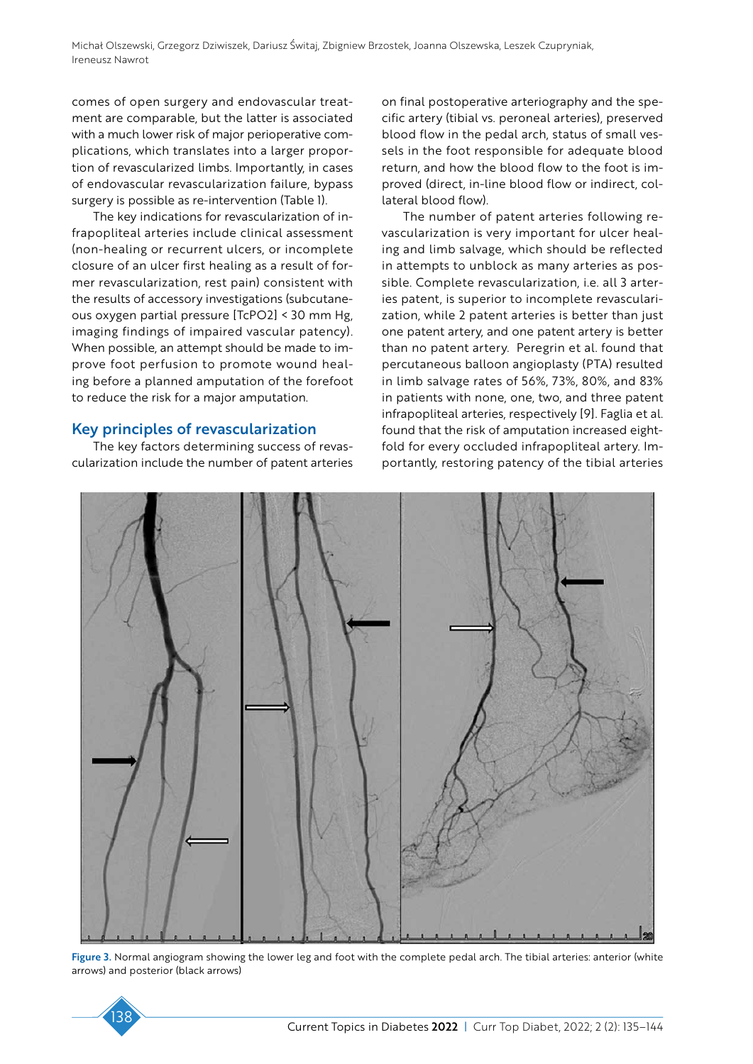comes of open surgery and endovascular treatment are comparable, but the latter is associated with a much lower risk of major perioperative complications, which translates into a larger proportion of revascularized limbs. Importantly, in cases of endovascular revascularization failure, bypass surgery is possible as re-intervention (Table 1).

The key indications for revascularization of infrapopliteal arteries include clinical assessment (non-healing or recurrent ulcers, or incomplete closure of an ulcer first healing as a result of former revascularization, rest pain) consistent with the results of accessory investigations (subcutaneous oxygen partial pressure [TcPO2] < 30 mm Hg, imaging findings of impaired vascular patency). When possible, an attempt should be made to improve foot perfusion to promote wound healing before a planned amputation of the forefoot to reduce the risk for a major amputation.

## Key principles of revascularization

The key factors determining success of revascularization include the number of patent arteries on final postoperative arteriography and the specific artery (tibial vs. peroneal arteries), preserved blood flow in the pedal arch, status of small vessels in the foot responsible for adequate blood return, and how the blood flow to the foot is improved (direct, in-line blood flow or indirect, collateral blood flow).

The number of patent arteries following revascularization is very important for ulcer healing and limb salvage, which should be reflected in attempts to unblock as many arteries as possible. Complete revascularization, i.e. all 3 arteries patent, is superior to incomplete revascularization, while 2 patent arteries is better than just one patent artery, and one patent artery is better than no patent artery. Peregrin et al. found that percutaneous balloon angioplasty (PTA) resulted in limb salvage rates of 56%, 73%, 80%, and 83% in patients with none, one, two, and three patent infrapopliteal arteries, respectively [9]. Faglia et al. found that the risk of amputation increased eightfold for every occluded infrapopliteal artery. Importantly, restoring patency of the tibial arteries

Figure 3. Normal angiogram showing the lower leg and foot with the complete pedal arch. The tibial arteries: anterior (white arrows) and posterior (black arrows)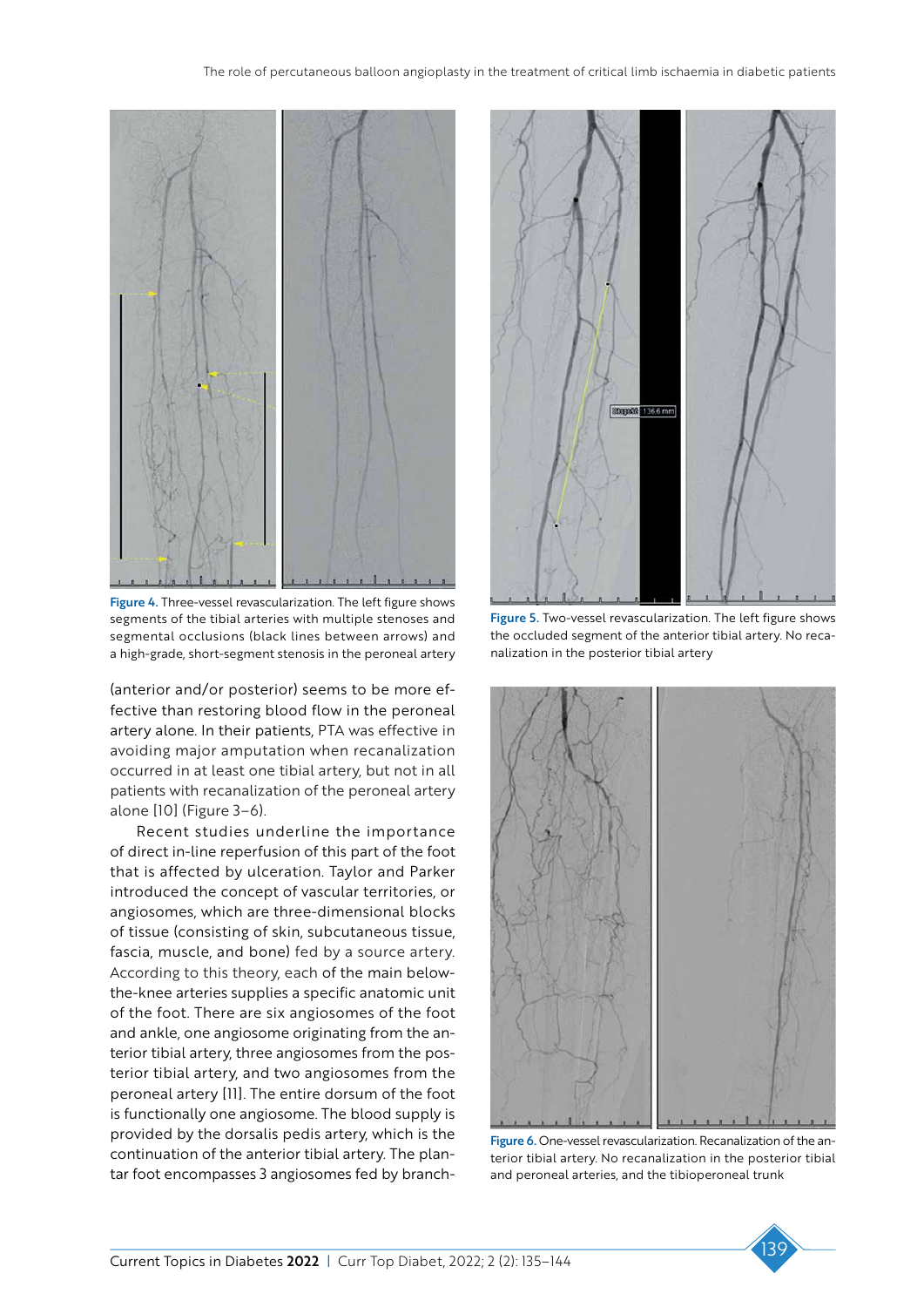Figure 4. Three-vessel revascularization. The left figure shows segments of the tibial arteries with multiple stenoses and segmental occlusions (black lines between arrows) and a high-grade, short-segment stenosis in the peroneal artery

Figure 5. Two-vessel revascularization. The left figure shows the occluded segment of the anterior tibial artery. No recanalization in the posterior tibial artery

(anterior and/or posterior) seems to be more effective than restoring blood flow in the peroneal artery alone. In their patients, PTA was effective in avoiding major amputation when recanalization occurred in at least one tibial artery, but not in all patients with recanalization of the peroneal artery alone [10] (Figure 3–6).

Recent studies underline the importance of direct in-line reperfusion of this part of the foot that is affected by ulceration. Taylor and Parker introduced the concept of vascular territories, or angiosomes, which are three-dimensional blocks of tissue (consisting of skin, subcutaneous tissue, fascia, muscle, and bone) fed by a source artery. According to this theory, each of the main below-the-knee arteries supplies a specific anatomic unit of the foot. There are six angiosomes of the foot and ankle, one angiosome originating from the anterior tibial artery, three angiosomes from the posterior tibial artery, and two angiosomes from the peroneal artery [11]. The entire dorsum of the foot is functionally one angiosome. The blood supply is provided by the dorsalis pedis artery, which is the continuation of the anterior tibial artery. The plantar foot encompasses 3 angiosomes fed by branch-

Figure 6. One-vessel revascularization. Recanalization of the anterior tibial artery. No recanalization in the posterior tibial and peroneal arteries, and the tibioperoneal trunk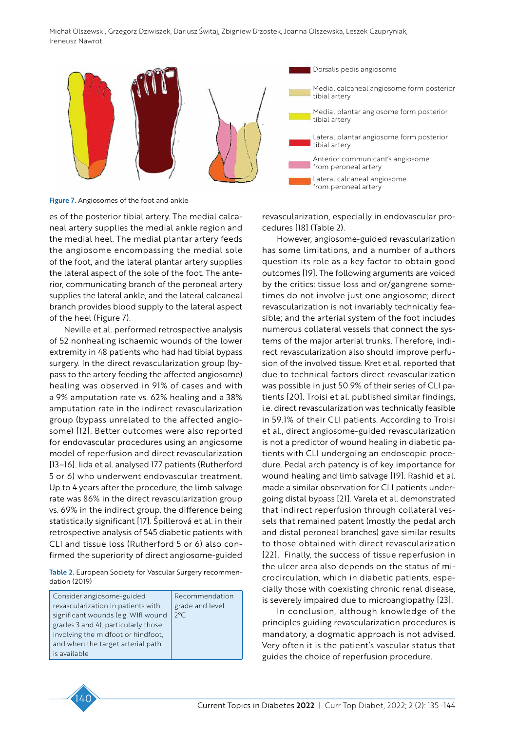Dorsalis pedis angiosome

Medial calcaneal angiosome form posterior tibial artery

Medial plantar angiosome form posterior tibial artery

Lateral plantar angiosome form posterior tibial artery

Anterior communicant's angiosome from peroneal artery

Lateral calcaneal angiosome from peroneal artery

**Figure 7.** Angiosomes of the foot and ankle

es of the posterior tibial artery. The medial calcaneal artery supplies the medial ankle region and the medial heel. The medial plantar artery feeds the angiosome encompassing the medial sole of the foot, and the lateral plantar artery supplies the lateral aspect of the sole of the foot. The anterior, communicating branch of the peroneal artery supplies the lateral ankle, and the lateral calcaneal branch provides blood supply to the lateral aspect of the heel (Figure 7).

Neville et al. performed retrospective analysis of 52 nonhealing ischaemic wounds of the lower extremity in 48 patients who had had tibial bypass surgery. In the direct revascularization group (bypass to the artery feeding the affected angiosome) healing was observed in 91% of cases and with a 9% amputation rate vs. 62% healing and a 38% amputation rate in the indirect revascularization group (bypass unrelated to the affected angiosome) [12]. Better outcomes were also reported for endovascular procedures using an angiosome model of reperfusion and direct revascularization [13–16]. Iida et al. analysed 177 patients (Rutherford 5 or 6) who underwent endovascular treatment. Up to 4 years after the procedure, the limb salvage rate was 86% in the direct revascularization group vs. 69% in the indirect group, the difference being statistically significant [17]. Špillerová et al. in their retrospective analysis of 545 diabetic patients with CLI and tissue loss (Rutherford 5 or 6) also confirmed the superiority of direct angiosome-guided revascularization, especially in endovascular procedures [18] (Table 2).

**Table 2.** European Society for Vascular Surgery recommendation (2019)

| Consider angiosome-guided revascularization in patients with significant wounds (e.g. WIfI wound grades 3 and 4), particularly those involving the midfoot or hindfoot, and when the target arterial path is available | Recommendation grade and level 2°C |
|---|---|

However, angiosome-guided revascularization has some limitations, and a number of authors question its role as a key factor to obtain good outcomes [19]. The following arguments are voiced by the critics: tissue loss and or/gangrene sometimes do not involve just one angiosome; direct revascularization is not invariably technically feasible; and the arterial system of the foot includes numerous collateral vessels that connect the systems of the major arterial trunks. Therefore, indirect revascularization also should improve perfusion of the involved tissue. Kret et al. reported that due to technical factors direct revascularization was possible in just 50.9% of their series of CLI patients [20]. Troisi et al. published similar findings, i.e. direct revascularization was technically feasible in 59.1% of their CLI patients. According to Troisi et al., direct angiosome-guided revascularization is not a predictor of wound healing in diabetic patients with CLI undergoing an endoscopic procedure. Pedal arch patency is of key importance for wound healing and limb salvage [19]. Rashid et al. made a similar observation for CLI patients undergoing distal bypass [21]. Varela et al. demonstrated that indirect reperfusion through collateral vessels that remained patent (mostly the pedal arch and distal peroneal branches) gave similar results to those obtained with direct revascularization [22]. Finally, the success of tissue reperfusion in the ulcer area also depends on the status of microcirculation, which in diabetic patients, especially those with coexisting chronic renal disease, is severely impaired due to microangiopathy [23].

In conclusion, although knowledge of the principles guiding revascularization procedures is mandatory, a dogmatic approach is not advised. Very often it is the patient's vascular status that guides the choice of reperfusion procedure.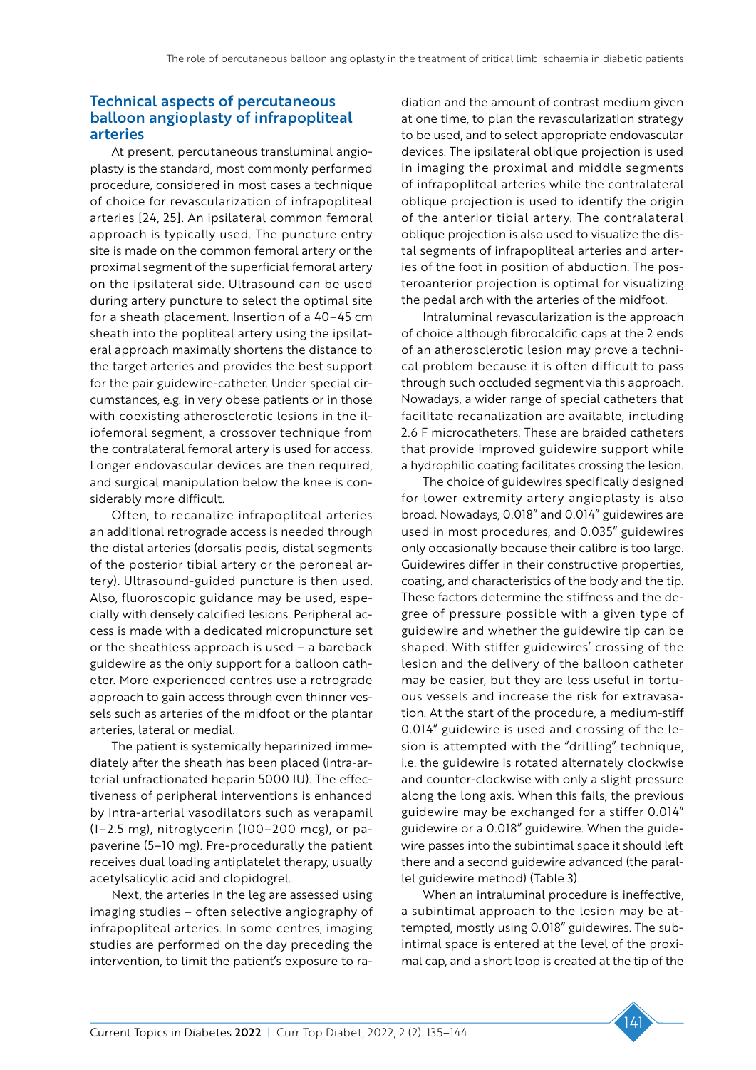## Technical aspects of percutaneous balloon angioplasty of infrapopliteal arteries

At present, percutaneous transluminal angioplasty is the standard, most commonly performed procedure, considered in most cases a technique of choice for revascularization of infrapopliteal arteries [24, 25]. An ipsilateral common femoral approach is typically used. The puncture entry site is made on the common femoral artery or the proximal segment of the superficial femoral artery on the ipsilateral side. Ultrasound can be used during artery puncture to select the optimal site for a sheath placement. Insertion of a 40–45 cm sheath into the popliteal artery using the ipsilateral approach maximally shortens the distance to the target arteries and provides the best support for the pair guidewire-catheter. Under special circumstances, e.g. in very obese patients or in those with coexisting atherosclerotic lesions in the iliofemoral segment, a crossover technique from the contralateral femoral artery is used for access. Longer endovascular devices are then required, and surgical manipulation below the knee is considerably more difficult.

Often, to recanalize infrapopliteal arteries an additional retrograde access is needed through the distal arteries (dorsalis pedis, distal segments of the posterior tibial artery or the peroneal artery). Ultrasound-guided puncture is then used. Also, fluoroscopic guidance may be used, especially with densely calcified lesions. Peripheral access is made with a dedicated micropuncture set or the sheathless approach is used – a bareback guidewire as the only support for a balloon catheter. More experienced centres use a retrograde approach to gain access through even thinner vessels such as arteries of the midfoot or the plantar arteries, lateral or medial.

The patient is systemically heparinized immediately after the sheath has been placed (intra-arterial unfractionated heparin 5000 IU). The effectiveness of peripheral interventions is enhanced by intra-arterial vasodilators such as verapamil (1–2.5 mg), nitroglycerin (100–200 mcg), or papaverine (5–10 mg). Pre-procedurally the patient receives dual loading antiplatelet therapy, usually acetylsalicylic acid and clopidogrel.

Next, the arteries in the leg are assessed using imaging studies – often selective angiography of infrapopliteal arteries. In some centres, imaging studies are performed on the day preceding the intervention, to limit the patient's exposure to radiation and the amount of contrast medium given at one time, to plan the revascularization strategy to be used, and to select appropriate endovascular devices. The ipsilateral oblique projection is used in imaging the proximal and middle segments of infrapopliteal arteries while the contralateral oblique projection is used to identify the origin of the anterior tibial artery. The contralateral oblique projection is also used to visualize the distal segments of infrapopliteal arteries and arteries of the foot in position of abduction. The posteroanterior projection is optimal for visualizing the pedal arch with the arteries of the midfoot.

Intraluminal revascularization is the approach of choice although fibrocalcific caps at the 2 ends of an atherosclerotic lesion may prove a technical problem because it is often difficult to pass through such occluded segment via this approach. Nowadays, a wider range of special catheters that facilitate recanalization are available, including 2.6 F microcatheters. These are braided catheters that provide improved guidewire support while a hydrophilic coating facilitates crossing the lesion.

The choice of guidewires specifically designed for lower extremity artery angioplasty is also broad. Nowadays, 0.018″ and 0.014″ guidewires are used in most procedures, and 0.035″ guidewires only occasionally because their calibre is too large. Guidewires differ in their constructive properties, coating, and characteristics of the body and the tip. These factors determine the stiffness and the degree of pressure possible with a given type of guidewire and whether the guidewire tip can be shaped. With stiffer guidewires' crossing of the lesion and the delivery of the balloon catheter may be easier, but they are less useful in tortuous vessels and increase the risk for extravasation. At the start of the procedure, a medium-stiff 0.014″ guidewire is used and crossing of the lesion is attempted with the "drilling" technique, i.e. the guidewire is rotated alternately clockwise and counter-clockwise with only a slight pressure along the long axis. When this fails, the previous guidewire may be exchanged for a stiffer 0.014″ guidewire or a 0.018″ guidewire. When the guidewire passes into the subintimal space it should left there and a second guidewire advanced (the parallel guidewire method) (Table 3).

When an intraluminal procedure is ineffective, a subintimal approach to the lesion may be attempted, mostly using 0.018″ guidewires. The subintimal space is entered at the level of the proximal cap, and a short loop is created at the tip of the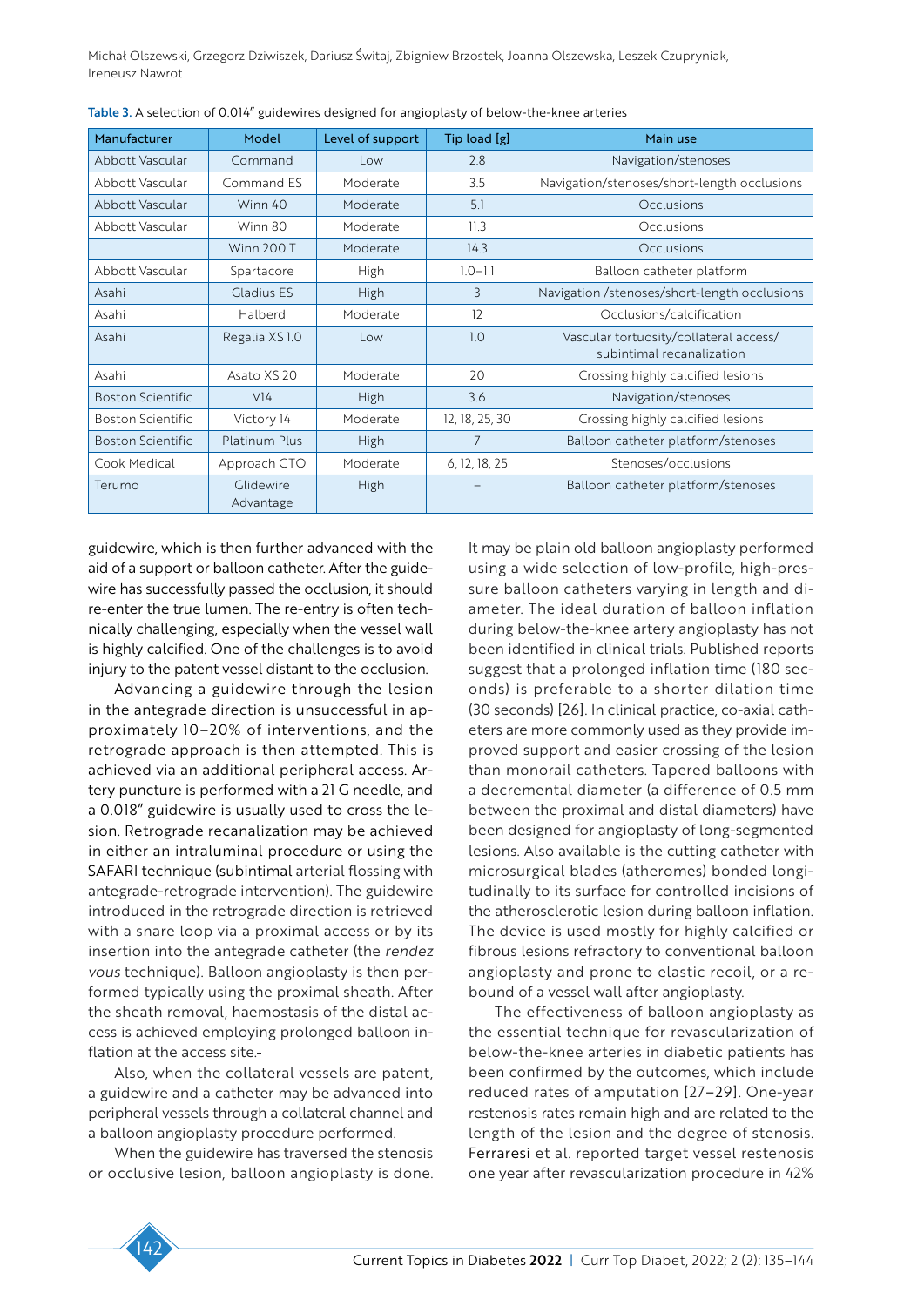Table 3. A selection of 0.014″ guidewires designed for angioplasty of below-the-knee arteries

| Manufacturer | Model | Level of support | Tip load [g] | Main use |
|---|---|---|---|---|
| Abbott Vascular | Command | Low | 2.8 | Navigation/stenoses |
| Abbott Vascular | Command ES | Moderate | 3.5 | Navigation/stenoses/short-length occlusions |
| Abbott Vascular | Winn 40 | Moderate | 5.1 | Occlusions |
| Abbott Vascular | Winn 80 | Moderate | 11.3 | Occlusions |
| | Winn 200 T | Moderate | 14.3 | Occlusions |
| Abbott Vascular | Spartacore | High | 1.0–1.1 | Balloon catheter platform |
| Asahi | Gladius ES | High | 3 | Navigation /stenoses/short-length occlusions |
| Asahi | Halberd | Moderate | 12 | Occlusions/calcification |
| Asahi | Regalia XS 1.0 | Low | 1.0 | Vascular tortuosity/collateral access/ subintimal recanalization |
| Asahi | Asato XS 20 | Moderate | 20 | Crossing highly calcified lesions |
| Boston Scientific | V14 | High | 3.6 | Navigation/stenoses |
| Boston Scientific | Victory 14 | Moderate | 12, 18, 25, 30 | Crossing highly calcified lesions |
| Boston Scientific | Platinum Plus | High | 7 | Balloon catheter platform/stenoses |
| Cook Medical | Approach CTO | Moderate | 6, 12, 18, 25 | Stenoses/occlusions |
| Terumo | Glidewire Advantage | High | – | Balloon catheter platform/stenoses |

guidewire, which is then further advanced with the aid of a support or balloon catheter. After the guidewire has successfully passed the occlusion, it should re-enter the true lumen. The re-entry is often technically challenging, especially when the vessel wall is highly calcified. One of the challenges is to avoid injury to the patent vessel distant to the occlusion.

Advancing a guidewire through the lesion in the antegrade direction is unsuccessful in approximately 10–20% of interventions, and the retrograde approach is then attempted. This is achieved via an additional peripheral access. Artery puncture is performed with a 21 G needle, and a 0.018″ guidewire is usually used to cross the lesion. Retrograde recanalization may be achieved in either an intraluminal procedure or using the SAFARI technique (subintimal arterial flossing with antegrade-retrograde intervention). The guidewire introduced in the retrograde direction is retrieved with a snare loop via a proximal access or by its insertion into the antegrade catheter (the *rendez vous* technique). Balloon angioplasty is then performed typically using the proximal sheath. After the sheath removal, haemostasis of the distal access is achieved employing prolonged balloon inflation at the access site.-

Also, when the collateral vessels are patent, a guidewire and a catheter may be advanced into peripheral vessels through a collateral channel and a balloon angioplasty procedure performed.

When the guidewire has traversed the stenosis or occlusive lesion, balloon angioplasty is done. It may be plain old balloon angioplasty performed using a wide selection of low-profile, high-pressure balloon catheters varying in length and diameter. The ideal duration of balloon inflation during below-the-knee artery angioplasty has not been identified in clinical trials. Published reports suggest that a prolonged inflation time (180 seconds) is preferable to a shorter dilation time (30 seconds) [26]. In clinical practice, co-axial catheters are more commonly used as they provide improved support and easier crossing of the lesion than monorail catheters. Tapered balloons with a decremental diameter (a difference of 0.5 mm between the proximal and distal diameters) have been designed for angioplasty of long-segmented lesions. Also available is the cutting catheter with microsurgical blades (atheromes) bonded longitudinally to its surface for controlled incisions of the atherosclerotic lesion during balloon inflation. The device is used mostly for highly calcified or fibrous lesions refractory to conventional balloon angioplasty and prone to elastic recoil, or a rebound of a vessel wall after angioplasty.

The effectiveness of balloon angioplasty as the essential technique for revascularization of below-the-knee arteries in diabetic patients has been confirmed by the outcomes, which include reduced rates of amputation [27–29]. One-year restenosis rates remain high and are related to the length of the lesion and the degree of stenosis. Ferraresi et al. reported target vessel restenosis one year after revascularization procedure in 42%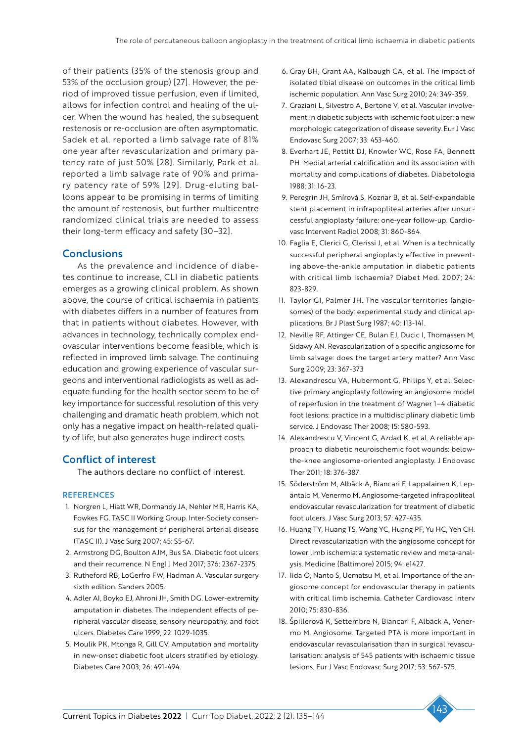of their patients (35% of the stenosis group and 53% of the occlusion group) [27]. However, the period of improved tissue perfusion, even if limited, allows for infection control and healing of the ulcer. When the wound has healed, the subsequent restenosis or re-occlusion are often asymptomatic. Sadek et al. reported a limb salvage rate of 81% one year after revascularization and primary patency rate of just 50% [28]. Similarly, Park et al. reported a limb salvage rate of 90% and primary patency rate of 59% [29]. Drug-eluting balloons appear to be promising in terms of limiting the amount of restenosis, but further multicentre randomized clinical trials are needed to assess their long-term efficacy and safety [30–32].

## Conclusions

As the prevalence and incidence of diabetes continue to increase, CLI in diabetic patients emerges as a growing clinical problem. As shown above, the course of critical ischaemia in patients with diabetes differs in a number of features from that in patients without diabetes. However, with advances in technology, technically complex endovascular interventions become feasible, which is reflected in improved limb salvage. The continuing education and growing experience of vascular surgeons and interventional radiologists as well as adequate funding for the health sector seem to be of key importance for successful resolution of this very challenging and dramatic heath problem, which not only has a negative impact on health-related quality of life, but also generates huge indirect costs.

## Conflict of interest

The authors declare no conflict of interest.

### REFERENCES

1. Norgren L, Hiatt WR, Dormandy JA, Nehler MR, Harris KA, Fowkes FG. TASC II Working Group. Inter-Society consensus for the management of peripheral arterial disease (TASC II). J Vasc Surg 2007; 45: S5-67.
2. Armstrong DG, Boulton AJM, Bus SA. Diabetic foot ulcers and their recurrence. N Engl J Med 2017; 376: 2367-2375.
3. Rutheford RB, LoGerfro FW, Hadman A. Vascular surgery sixth edition. Sanders 2005.
4. Adler AI, Boyko EJ, Ahroni JH, Smith DG. Lower-extremity amputation in diabetes. The independent effects of peripheral vascular disease, sensory neuropathy, and foot ulcers. Diabetes Care 1999; 22: 1029-1035.
5. Moulik PK, Mtonga R, Gill GV. Amputation and mortality in new-onset diabetic foot ulcers stratified by etiology. Diabetes Care 2003; 26: 491-494.
6. Gray BH, Grant AA, Kalbaugh CA, et al. The impact of isolated tibial disease on outcomes in the critical limb ischemic population. Ann Vasc Surg 2010; 24: 349-359.
7. Graziani L, Silvestro A, Bertone V, et al. Vascular involvement in diabetic subjects with ischemic foot ulcer: a new morphologic categorization of disease severity. Eur J Vasc Endovasc Surg 2007; 33: 453-460.
8. Everhart JE, Pettitt DJ, Knowler WC, Rose FA, Bennett PH. Medial arterial calcification and its association with mortality and complications of diabetes. Diabetologia 1988; 31: 16-23.
9. Peregrin JH, Smírová S, Koznar B, et al. Self-expandable stent placement in infrapopliteal arteries after unsuccessful angioplasty failure: one-year follow-up. Cardiovasc Intervent Radiol 2008; 31: 860-864.
10. Faglia E, Clerici G, Clerissi J, et al. When is a technically successful peripheral angioplasty effective in preventing above-the-ankle amputation in diabetic patients with critical limb ischaemia? Diabet Med. 2007; 24: 823-829.
11. Taylor GI, Palmer JH. The vascular territories (angiosomes) of the body: experimental study and clinical applications. Br J Plast Surg 1987; 40: 113-141.
12. Neville RF, Attinger CE, Bulan EJ, Ducic I, Thomassen M, Sidawy AN. Revascularization of a specific angiosome for limb salvage: does the target artery matter? Ann Vasc Surg 2009; 23: 367-373
13. Alexandrescu VA, Hubermont G, Philips Y, et al. Selective primary angioplasty following an angiosome model of reperfusion in the treatment of Wagner 1–4 diabetic foot lesions: practice in a multidisciplinary diabetic limb service. J Endovasc Ther 2008; 15: 580-593.
14. Alexandrescu V, Vincent G, Azdad K, et al. A reliable approach to diabetic neuroischemic foot wounds: below-the-knee angiosome-oriented angioplasty. J Endovasc Ther 2011; 18: 376-387.
15. Söderström M, Albäck A, Biancari F, Lappalainen K, Lepäntalo M, Venermo M. Angiosome-targeted infrapopliteal endovascular revascularization for treatment of diabetic foot ulcers. J Vasc Surg 2013; 57: 427-435.
16. Huang TY, Huang TS, Wang YC, Huang PF, Yu HC, Yeh CH. Direct revascularization with the angiosome concept for lower limb ischemia: a systematic review and meta-analysis. Medicine (Baltimore) 2015; 94: e1427.
17. Iida O, Nanto S, Uematsu M, et al. Importance of the angiosome concept for endovascular therapy in patients with critical limb ischemia. Catheter Cardiovasc Interv 2010; 75: 830-836.
18. Špillerová K, Settembre N, Biancari F, Albäck A, Venermo M. Angiosome. Targeted PTA is more important in endovascular revascularisation than in surgical revascularisation: analysis of 545 patients with ischaemic tissue lesions. Eur J Vasc Endovasc Surg 2017; 53: 567-575.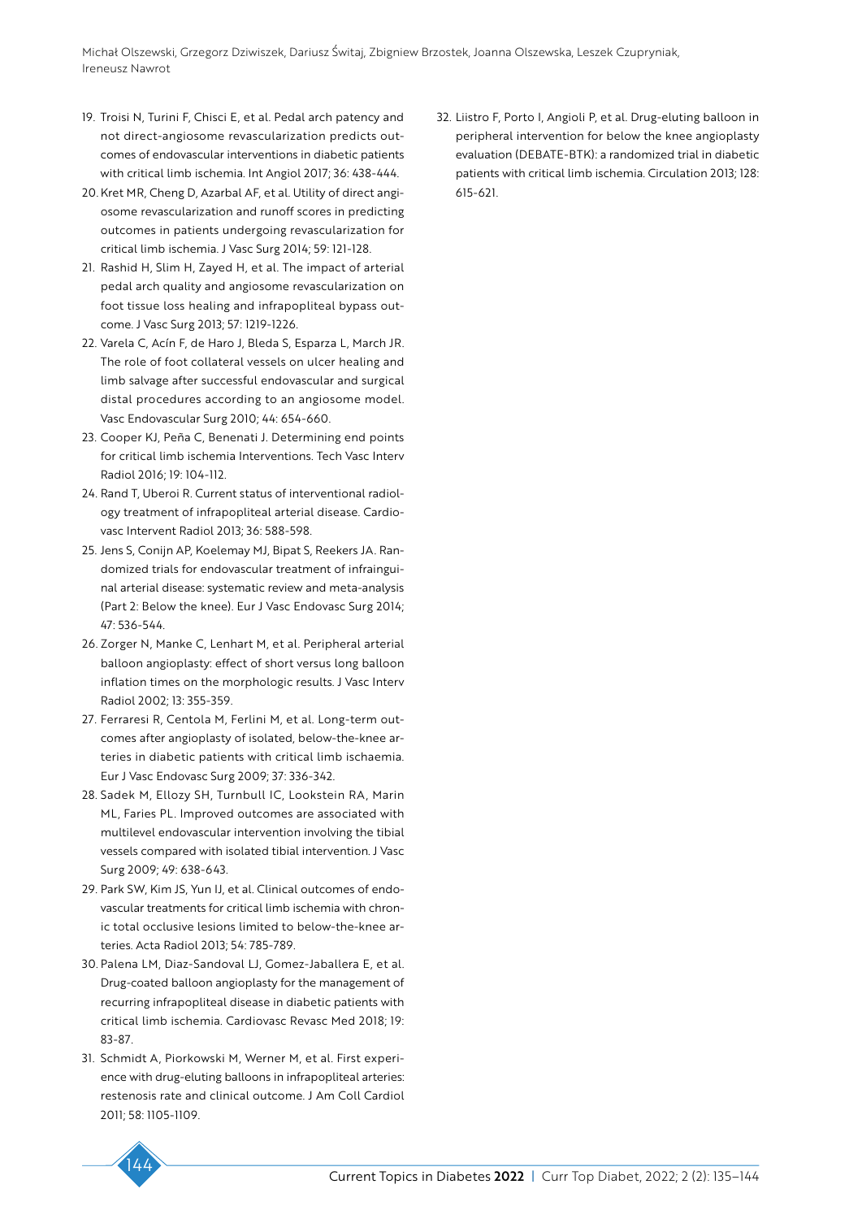19. Troisi N, Turini F, Chisci E, et al. Pedal arch patency and not direct-angiosome revascularization predicts outcomes of endovascular interventions in diabetic patients with critical limb ischemia. Int Angiol 2017; 36: 438-444.
20. Kret MR, Cheng D, Azarbal AF, et al. Utility of direct angiosome revascularization and runoff scores in predicting outcomes in patients undergoing revascularization for critical limb ischemia. J Vasc Surg 2014; 59: 121-128.
21. Rashid H, Slim H, Zayed H, et al. The impact of arterial pedal arch quality and angiosome revascularization on foot tissue loss healing and infrapopliteal bypass outcome. J Vasc Surg 2013; 57: 1219-1226.
22. Varela C, Acín F, de Haro J, Bleda S, Esparza L, March JR. The role of foot collateral vessels on ulcer healing and limb salvage after successful endovascular and surgical distal procedures according to an angiosome model. Vasc Endovascular Surg 2010; 44: 654-660.
23. Cooper KJ, Peña C, Benenati J. Determining end points for critical limb ischemia Interventions. Tech Vasc Interv Radiol 2016; 19: 104-112.
24. Rand T, Uberoi R. Current status of interventional radiology treatment of infrapopliteal arterial disease. Cardiovasc Intervent Radiol 2013; 36: 588-598.
25. Jens S, Conijn AP, Koelemay MJ, Bipat S, Reekers JA. Randomized trials for endovascular treatment of infrainguinal arterial disease: systematic review and meta-analysis (Part 2: Below the knee). Eur J Vasc Endovasc Surg 2014; 47: 536-544.
26. Zorger N, Manke C, Lenhart M, et al. Peripheral arterial balloon angioplasty: effect of short versus long balloon inflation times on the morphologic results. J Vasc Interv Radiol 2002; 13: 355-359.
27. Ferraresi R, Centola M, Ferlini M, et al. Long-term outcomes after angioplasty of isolated, below-the-knee arteries in diabetic patients with critical limb ischaemia. Eur J Vasc Endovasc Surg 2009; 37: 336-342.
28. Sadek M, Ellozy SH, Turnbull IC, Lookstein RA, Marin ML, Faries PL. Improved outcomes are associated with multilevel endovascular intervention involving the tibial vessels compared with isolated tibial intervention. J Vasc Surg 2009; 49: 638-643.
29. Park SW, Kim JS, Yun IJ, et al. Clinical outcomes of endovascular treatments for critical limb ischemia with chronic total occlusive lesions limited to below-the-knee arteries. Acta Radiol 2013; 54: 785-789.
30. Palena LM, Diaz-Sandoval LJ, Gomez-Jaballera E, et al. Drug-coated balloon angioplasty for the management of recurring infrapopliteal disease in diabetic patients with critical limb ischemia. Cardiovasc Revasc Med 2018; 19: 83-87.
31. Schmidt A, Piorkowski M, Werner M, et al. First experience with drug-eluting balloons in infrapopliteal arteries: restenosis rate and clinical outcome. J Am Coll Cardiol 2011; 58: 1105-1109.
32. Liistro F, Porto I, Angioli P, et al. Drug-eluting balloon in peripheral intervention for below the knee angioplasty evaluation (DEBATE-BTK): a randomized trial in diabetic patients with critical limb ischemia. Circulation 2013; 128: 615-621.